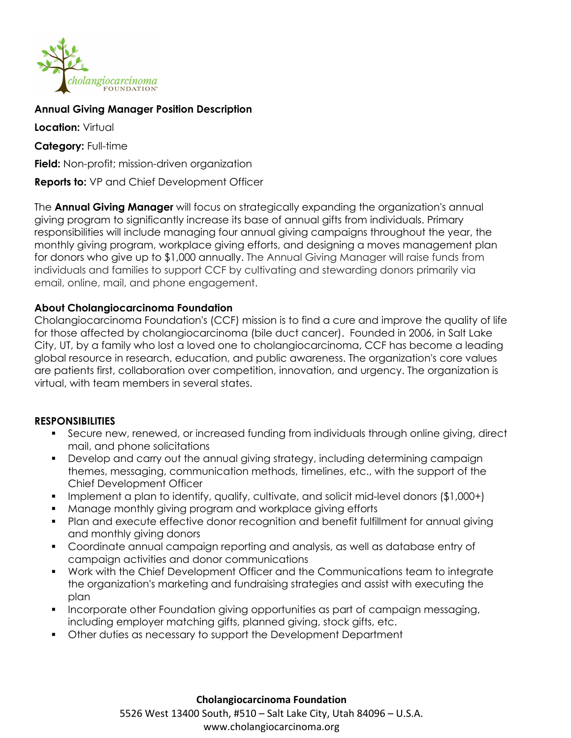**Annual Giving Manager Position Description**

**Location:** Virtual

**Category:** Full-time

**Field:** Non-profit; mission-driven organization

**Reports to:** VP and Chief Development Officer

The **Annual Giving Manager** will focus on strategically expanding the organization's annual giving program to significantly increase its base of annual gifts from individuals. Primary responsibilities will include managing four annual giving campaigns throughout the year, the monthly giving program, workplace giving efforts, and designing a moves management plan for donors who give up to $1,000 annually. The Annual Giving Manager will raise funds from individuals and families to support CCF by cultivating and stewarding donors primarily via email, online, mail, and phone engagement.

**About Cholangiocarcinoma Foundation**

Cholangiocarcinoma Foundation's (CCF) mission is to find a cure and improve the quality of life for those affected by cholangiocarcinoma (bile duct cancer). Founded in 2006, in Salt Lake City, UT, by a family who lost a loved one to cholangiocarcinoma, CCF has become a leading global resource in research, education, and public awareness. The organization's core values are patients first, collaboration over competition, innovation, and urgency. The organization is virtual, with team members in several states.

**RESPONSIBILITIES**

- Secure new, renewed, or increased funding from individuals through online giving, direct mail, and phone solicitations
- Develop and carry out the annual giving strategy, including determining campaign themes, messaging, communication methods, timelines, etc., with the support of the Chief Development Officer
- Implement a plan to identify, qualify, cultivate, and solicit mid-level donors ($1,000+)
- Manage monthly giving program and workplace giving efforts
- Plan and execute effective donor recognition and benefit fulfillment for annual giving and monthly giving donors
- Coordinate annual campaign reporting and analysis, as well as database entry of campaign activities and donor communications
- Work with the Chief Development Officer and the Communications team to integrate the organization's marketing and fundraising strategies and assist with executing the plan
- Incorporate other Foundation giving opportunities as part of campaign messaging, including employer matching gifts, planned giving, stock gifts, etc.
- Other duties as necessary to support the Development Department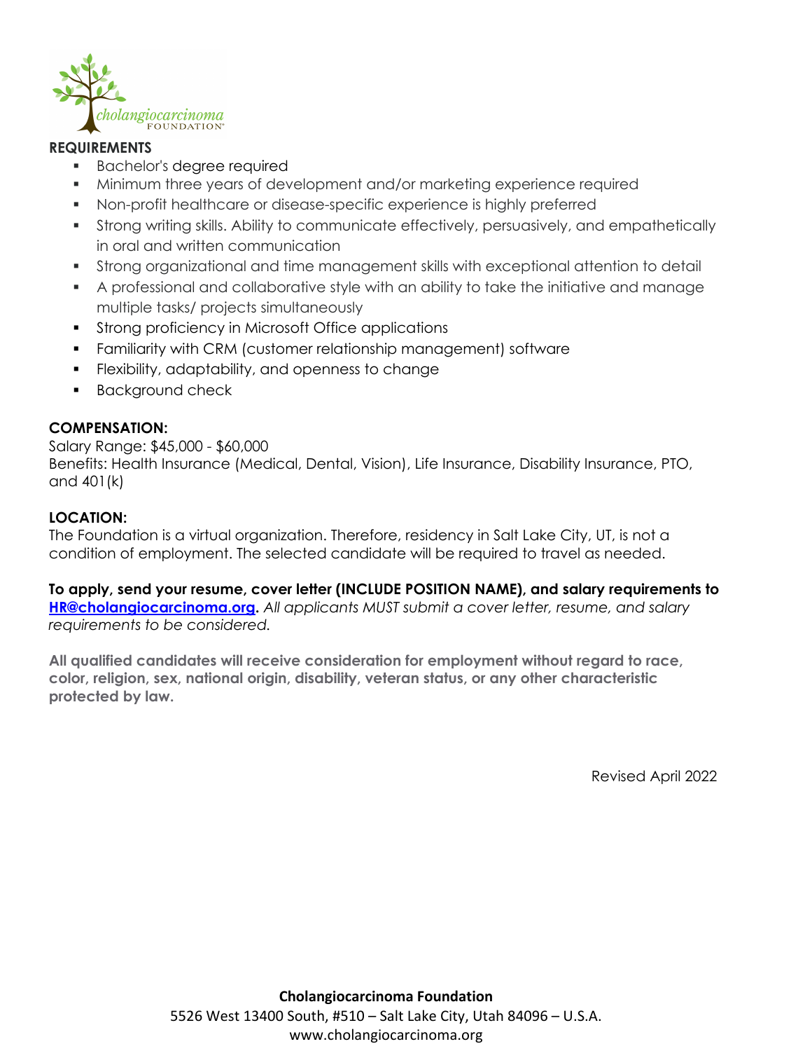## REQUIREMENTS

- Bachelor's degree required
- Minimum three years of development and/or marketing experience required
- Non-profit healthcare or disease-specific experience is highly preferred
- Strong writing skills. Ability to communicate effectively, persuasively, and empathetically in oral and written communication
- Strong organizational and time management skills with exceptional attention to detail
- A professional and collaborative style with an ability to take the initiative and manage multiple tasks/ projects simultaneously
- Strong proficiency in Microsoft Office applications
- Familiarity with CRM (customer relationship management) software
- Flexibility, adaptability, and openness to change
- Background check

## COMPENSATION:

Salary Range: $45,000 - $60,000
Benefits: Health Insurance (Medical, Dental, Vision), Life Insurance, Disability Insurance, PTO, and 401(k)

## LOCATION:

The Foundation is a virtual organization. Therefore, residency in Salt Lake City, UT, is not a condition of employment. The selected candidate will be required to travel as needed.

**To apply, send your resume, cover letter (INCLUDE POSITION NAME), and salary requirements to HR@cholangiocarcinoma.org.** *All applicants MUST submit a cover letter, resume, and salary requirements to be considered.*

**All qualified candidates will receive consideration for employment without regard to race, color, religion, sex, national origin, disability, veteran status, or any other characteristic protected by law.**

Revised April 2022

**Cholangiocarcinoma Foundation**
5526 West 13400 South, #510 – Salt Lake City, Utah 84096 – U.S.A.
www.cholangiocarcinoma.org